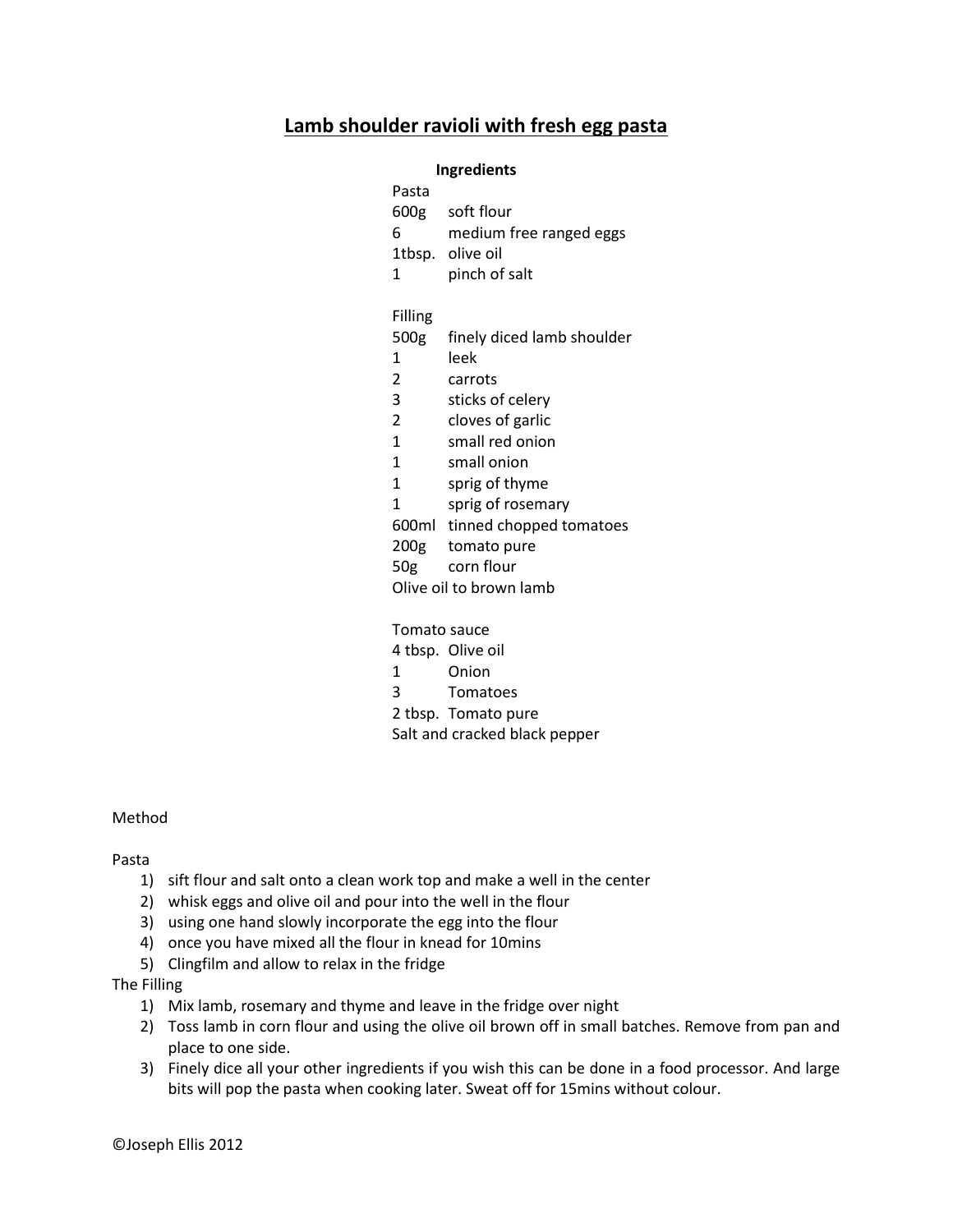# Lamb shoulder ravioli with fresh egg pasta

**Ingredients**

Pasta

| | |
|---|---|
| 600g | soft flour |
| 6 | medium free ranged eggs |
| 1tbsp. | olive oil |
| 1 | pinch of salt |

Filling

| | |
|---|---|
| 500g | finely diced lamb shoulder |
| 1 | leek |
| 2 | carrots |
| 3 | sticks of celery |
| 2 | cloves of garlic |
| 1 | small red onion |
| 1 | small onion |
| 1 | sprig of thyme |
| 1 | sprig of rosemary |
| 600ml | tinned chopped tomatoes |
| 200g | tomato pure |
| 50g | corn flour |

Olive oil to brown lamb

Tomato sauce

| | |
|---|---|
| 4 tbsp. | Olive oil |
| 1 | Onion |
| 3 | Tomatoes |
| 2 tbsp. | Tomato pure |

Salt and cracked black pepper

Method

Pasta

1) sift flour and salt onto a clean work top and make a well in the center
2) whisk eggs and olive oil and pour into the well in the flour
3) using one hand slowly incorporate the egg into the flour
4) once you have mixed all the flour in knead for 10mins
5) Clingfilm and allow to relax in the fridge

The Filling

1) Mix lamb, rosemary and thyme and leave in the fridge over night
2) Toss lamb in corn flour and using the olive oil brown off in small batches. Remove from pan and place to one side.
3) Finely dice all your other ingredients if you wish this can be done in a food processor. And large bits will pop the pasta when cooking later. Sweat off for 15mins without colour.

©Joseph Ellis 2012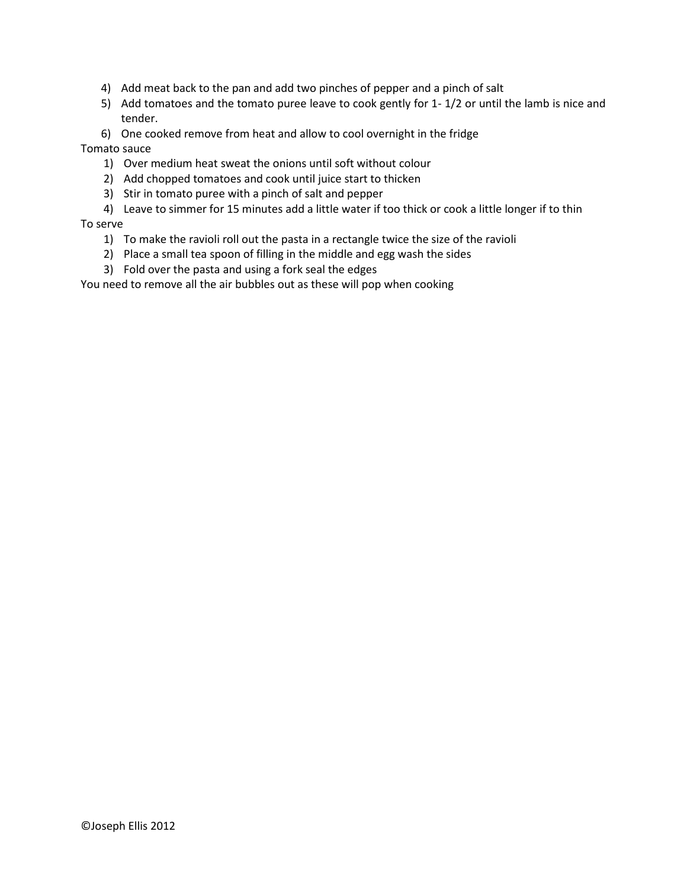4) Add meat back to the pan and add two pinches of pepper and a pinch of salt
5) Add tomatoes and the tomato puree leave to cook gently for 1- 1/2 or until the lamb is nice and tender.
6) One cooked remove from heat and allow to cool overnight in the fridge

Tomato sauce

1) Over medium heat sweat the onions until soft without colour
2) Add chopped tomatoes and cook until juice start to thicken
3) Stir in tomato puree with a pinch of salt and pepper
4) Leave to simmer for 15 minutes add a little water if too thick or cook a little longer if to thin

To serve

1) To make the ravioli roll out the pasta in a rectangle twice the size of the ravioli
2) Place a small tea spoon of filling in the middle and egg wash the sides
3) Fold over the pasta and using a fork seal the edges

You need to remove all the air bubbles out as these will pop when cooking

©Joseph Ellis 2012